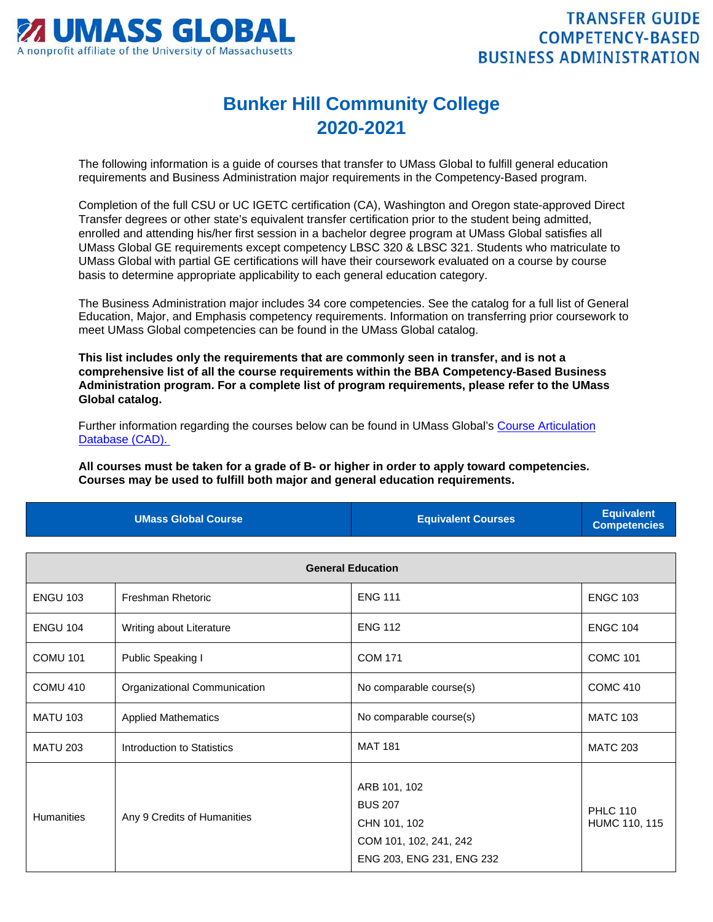UMASS GLOBAL
A nonprofit affiliate of the University of Massachusetts

TRANSFER GUIDE
COMPETENCY-BASED
BUSINESS ADMINISTRATION

# Bunker Hill Community College
## 2020-2021

The following information is a guide of courses that transfer to UMass Global to fulfill general education requirements and Business Administration major requirements in the Competency-Based program.

Completion of the full CSU or UC IGETC certification (CA), Washington and Oregon state-approved Direct Transfer degrees or other state's equivalent transfer certification prior to the student being admitted, enrolled and attending his/her first session in a bachelor degree program at UMass Global satisfies all UMass Global GE requirements except competency LBSC 320 & LBSC 321. Students who matriculate to UMass Global with partial GE certifications will have their coursework evaluated on a course by course basis to determine appropriate applicability to each general education category.

The Business Administration major includes 34 core competencies. See the catalog for a full list of General Education, Major, and Emphasis competency requirements. Information on transferring prior coursework to meet UMass Global competencies can be found in the UMass Global catalog.

**This list includes only the requirements that are commonly seen in transfer, and is not a comprehensive list of all the course requirements within the BBA Competency-Based Business Administration program. For a complete list of program requirements, please refer to the UMass Global catalog.**

Further information regarding the courses below can be found in UMass Global's Course Articulation Database (CAD).

**All courses must be taken for a grade of B- or higher in order to apply toward competencies. Courses may be used to fulfill both major and general education requirements.**

| UMass Global Course | | Equivalent Courses | Equivalent Competencies |
|---|---|---|---|
| **General Education** | | | |
| ENGU 103 | Freshman Rhetoric | ENG 111 | ENGC 103 |
| ENGU 104 | Writing about Literature | ENG 112 | ENGC 104 |
| COMU 101 | Public Speaking I | COM 171 | COMC 101 |
| COMU 410 | Organizational Communication | No comparable course(s) | COMC 410 |
| MATU 103 | Applied Mathematics | No comparable course(s) | MATC 103 |
| MATU 203 | Introduction to Statistics | MAT 181 | MATC 203 |
| Humanities | Any 9 Credits of Humanities | ARB 101, 102<br>BUS 207<br>CHN 101, 102<br>COM 101, 102, 241, 242<br>ENG 203, ENG 231, ENG 232 | PHLC 110<br>HUMC 110, 115 |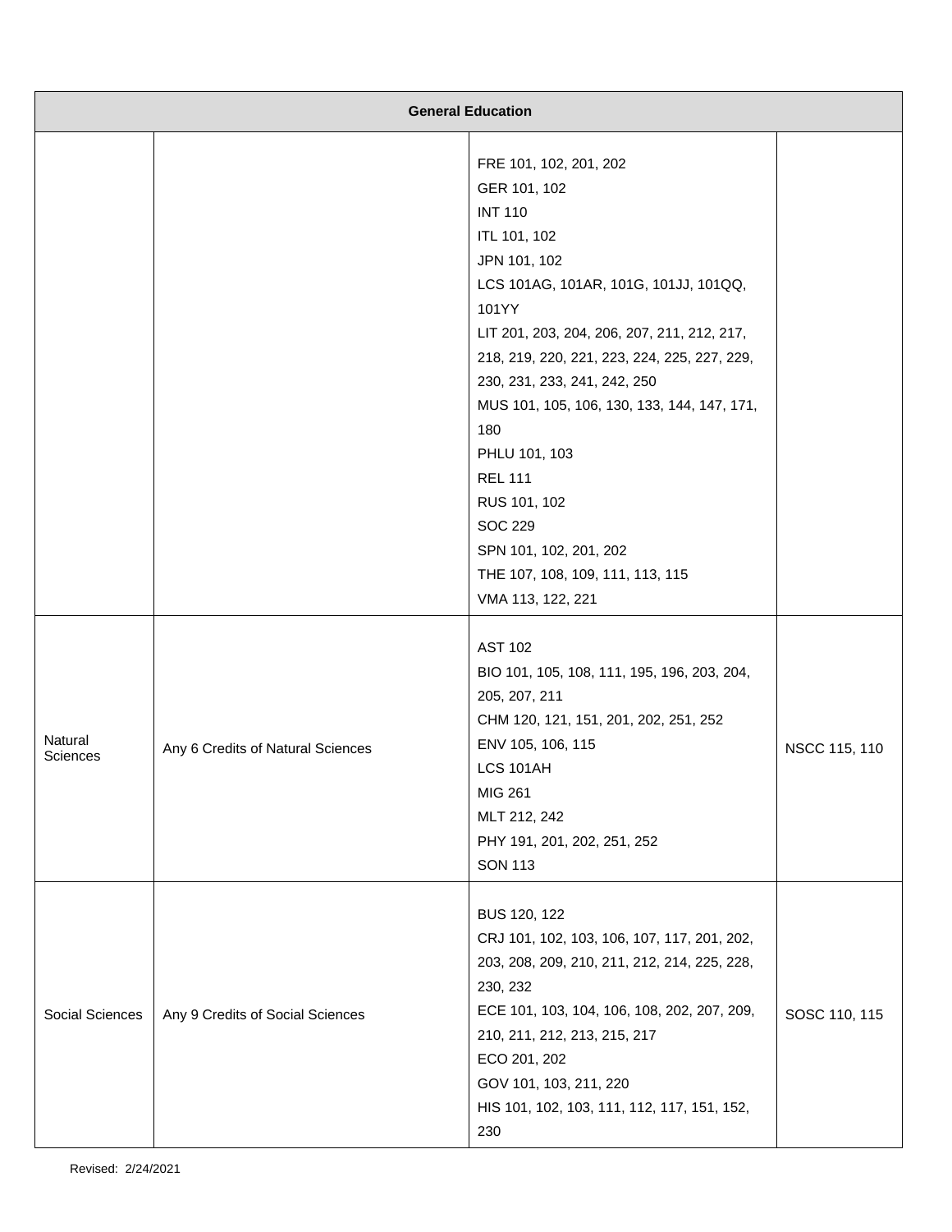| General Education | | | |
|---|---|---|---|
| | | FRE 101, 102, 201, 202<br>GER 101, 102<br>INT 110<br>ITL 101, 102<br>JPN 101, 102<br>LCS 101AG, 101AR, 101G, 101JJ, 101QQ, 101YY<br>LIT 201, 203, 204, 206, 207, 211, 212, 217, 218, 219, 220, 221, 223, 224, 225, 227, 229, 230, 231, 233, 241, 242, 250<br>MUS 101, 105, 106, 130, 133, 144, 147, 171, 180<br>PHLU 101, 103<br>REL 111<br>RUS 101, 102<br>SOC 229<br>SPN 101, 102, 201, 202<br>THE 107, 108, 109, 111, 113, 115<br>VMA 113, 122, 221 | |
| Natural Sciences | Any 6 Credits of Natural Sciences | AST 102<br>BIO 101, 105, 108, 111, 195, 196, 203, 204, 205, 207, 211<br>CHM 120, 121, 151, 201, 202, 251, 252<br>ENV 105, 106, 115<br>LCS 101AH<br>MIG 261<br>MLT 212, 242<br>PHY 191, 201, 202, 251, 252<br>SON 113 | NSCC 115, 110 |
| Social Sciences | Any 9 Credits of Social Sciences | BUS 120, 122<br>CRJ 101, 102, 103, 106, 107, 117, 201, 202, 203, 208, 209, 210, 211, 212, 214, 225, 228, 230, 232<br>ECE 101, 103, 104, 106, 108, 202, 207, 209, 210, 211, 212, 213, 215, 217<br>ECO 201, 202<br>GOV 101, 103, 211, 220<br>HIS 101, 102, 103, 111, 112, 117, 151, 152, 230 | SOSC 110, 115 |

Revised: 2/24/2021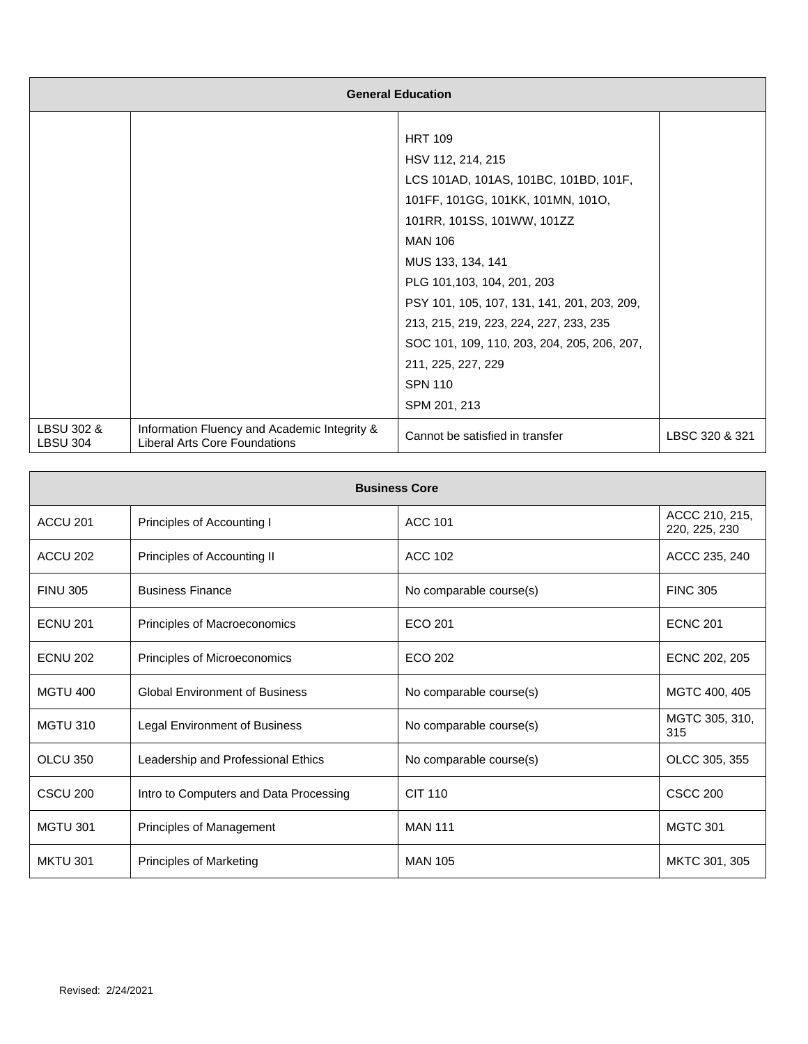| General Education | | | |
|---|---|---|---|
| | | HRT 109<br>HSV 112, 214, 215<br>LCS 101AD, 101AS, 101BC, 101BD, 101F, 101FF, 101GG, 101KK, 101MN, 101O, 101RR, 101SS, 101WW, 101ZZ<br>MAN 106<br>MUS 133, 134, 141<br>PLG 101,103, 104, 201, 203<br>PSY 101, 105, 107, 131, 141, 201, 203, 209, 213, 215, 219, 223, 224, 227, 233, 235<br>SOC 101, 109, 110, 203, 204, 205, 206, 207, 211, 225, 227, 229<br>SPN 110<br>SPM 201, 213 | |
| LBSU 302 & LBSU 304 | Information Fluency and Academic Integrity & Liberal Arts Core Foundations | Cannot be satisfied in transfer | LBSC 320 & 321 |

| Business Core | | | |
|---|---|---|---|
| ACCU 201 | Principles of Accounting I | ACC 101 | ACCC 210, 215, 220, 225, 230 |
| ACCU 202 | Principles of Accounting II | ACC 102 | ACCC 235, 240 |
| FINU 305 | Business Finance | No comparable course(s) | FINC 305 |
| ECNU 201 | Principles of Macroeconomics | ECO 201 | ECNC 201 |
| ECNU 202 | Principles of Microeconomics | ECO 202 | ECNC 202, 205 |
| MGTU 400 | Global Environment of Business | No comparable course(s) | MGTC 400, 405 |
| MGTU 310 | Legal Environment of Business | No comparable course(s) | MGTC 305, 310, 315 |
| OLCU 350 | Leadership and Professional Ethics | No comparable course(s) | OLCC 305, 355 |
| CSCU 200 | Intro to Computers and Data Processing | CIT 110 | CSCC 200 |
| MGTU 301 | Principles of Management | MAN 111 | MGTC 301 |
| MKTU 301 | Principles of Marketing | MAN 105 | MKTC 301, 305 |

Revised: 2/24/2021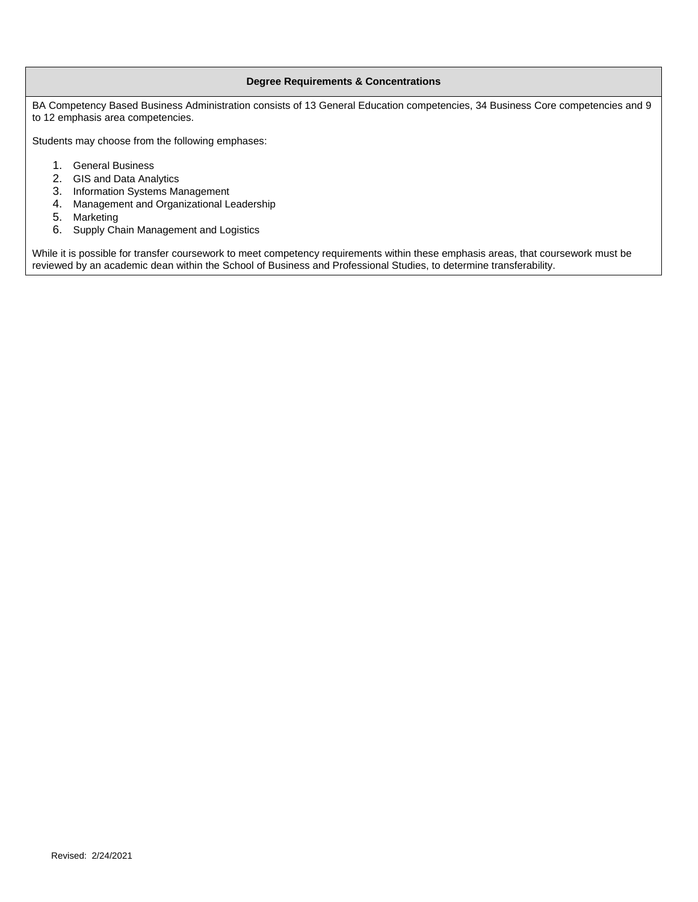## Degree Requirements & Concentrations

BA Competency Based Business Administration consists of 13 General Education competencies, 34 Business Core competencies and 9 to 12 emphasis area competencies.

Students may choose from the following emphases:

1. General Business
2. GIS and Data Analytics
3. Information Systems Management
4. Management and Organizational Leadership
5. Marketing
6. Supply Chain Management and Logistics

While it is possible for transfer coursework to meet competency requirements within these emphasis areas, that coursework must be reviewed by an academic dean within the School of Business and Professional Studies, to determine transferability.

Revised: 2/24/2021